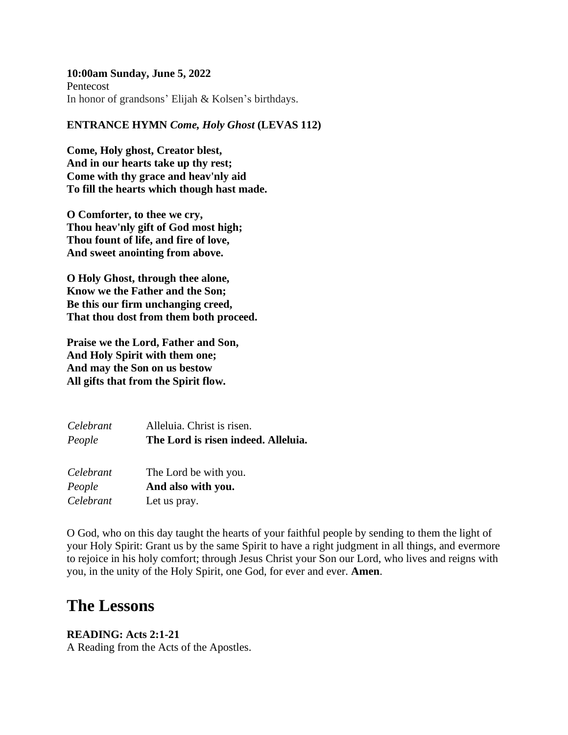**10:00am Sunday, June 5, 2022**
Pentecost
In honor of grandsons' Elijah & Kolsen's birthdays.

**ENTRANCE HYMN *Come, Holy Ghost* (LEVAS 112)**

**Come, Holy ghost, Creator blest,
And in our hearts take up thy rest;
Come with thy grace and heav'nly aid
To fill the hearts which though hast made.**

**O Comforter, to thee we cry,
Thou heav'nly gift of God most high;
Thou fount of life, and fire of love,
And sweet anointing from above.**

**O Holy Ghost, through thee alone,
Know we the Father and the Son;
Be this our firm unchanging creed,
That thou dost from them both proceed.**

**Praise we the Lord, Father and Son,
And Holy Spirit with them one;
And may the Son on us bestow
All gifts that from the Spirit flow.**

| | |
|---|---|
| *Celebrant* | Alleluia. Christ is risen. |
| *People* | **The Lord is risen indeed. Alleluia.** |

| | |
|---|---|
| *Celebrant* | The Lord be with you. |
| *People* | **And also with you.** |
| *Celebrant* | Let us pray. |

O God, who on this day taught the hearts of your faithful people by sending to them the light of your Holy Spirit: Grant us by the same Spirit to have a right judgment in all things, and evermore to rejoice in his holy comfort; through Jesus Christ your Son our Lord, who lives and reigns with you, in the unity of the Holy Spirit, one God, for ever and ever. **Amen**.

# The Lessons

**READING: Acts 2:1-21**
A Reading from the Acts of the Apostles.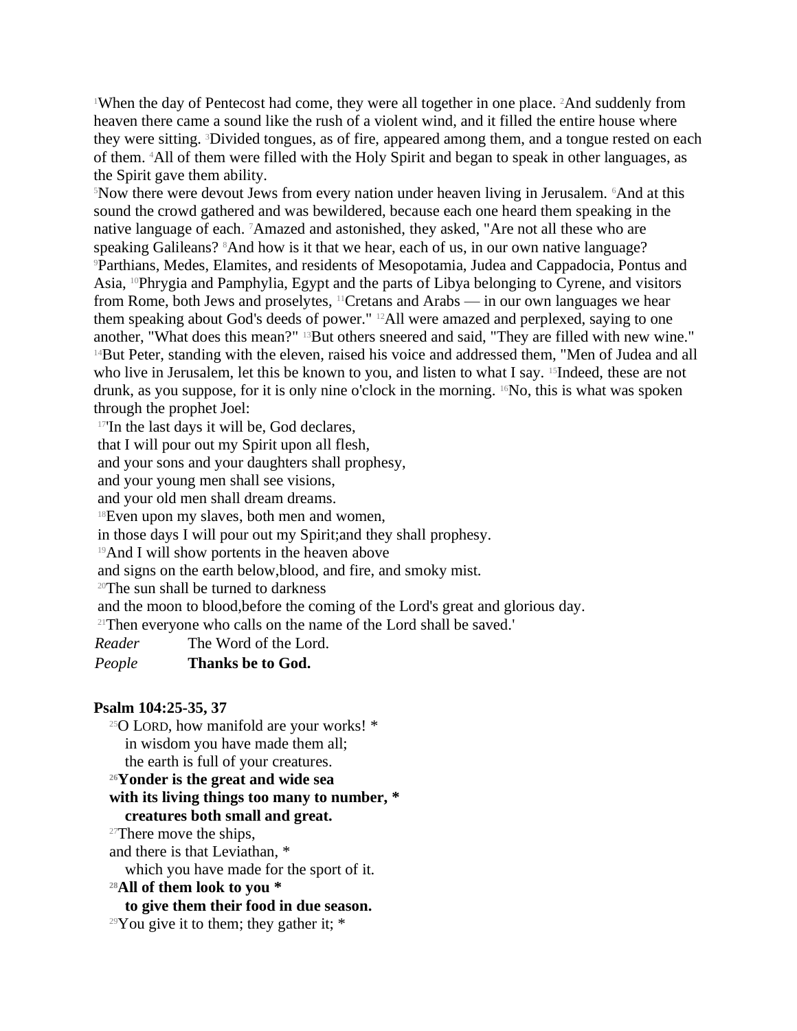[1]When the day of Pentecost had come, they were all together in one place. [2]And suddenly from heaven there came a sound like the rush of a violent wind, and it filled the entire house where they were sitting. [3]Divided tongues, as of fire, appeared among them, and a tongue rested on each of them. [4]All of them were filled with the Holy Spirit and began to speak in other languages, as the Spirit gave them ability.

[5]Now there were devout Jews from every nation under heaven living in Jerusalem. [6]And at this sound the crowd gathered and was bewildered, because each one heard them speaking in the native language of each. [7]Amazed and astonished, they asked, "Are not all these who are speaking Galileans? [8]And how is it that we hear, each of us, in our own native language? [9]Parthians, Medes, Elamites, and residents of Mesopotamia, Judea and Cappadocia, Pontus and Asia, [10]Phrygia and Pamphylia, Egypt and the parts of Libya belonging to Cyrene, and visitors from Rome, both Jews and proselytes, [11]Cretans and Arabs — in our own languages we hear them speaking about God's deeds of power." [12]All were amazed and perplexed, saying to one another, "What does this mean?" [13]But others sneered and said, "They are filled with new wine."

[14]But Peter, standing with the eleven, raised his voice and addressed them, "Men of Judea and all who live in Jerusalem, let this be known to you, and listen to what I say. [15]Indeed, these are not drunk, as you suppose, for it is only nine o'clock in the morning. [16]No, this is what was spoken through the prophet Joel:

[17]'In the last days it will be, God declares,
that I will pour out my Spirit upon all flesh,
and your sons and your daughters shall prophesy,
and your young men shall see visions,
and your old men shall dream dreams.
[18]Even upon my slaves, both men and women,
in those days I will pour out my Spirit;and they shall prophesy.
[19]And I will show portents in the heaven above
and signs on the earth below,blood, and fire, and smoky mist.
[20]The sun shall be turned to darkness
and the moon to blood,before the coming of the Lord's great and glorious day.
[21]Then everyone who calls on the name of the Lord shall be saved.'

*Reader* The Word of the Lord.
*People* **Thanks be to God.**

**Psalm 104:25-35, 37**

[25]O LORD, how manifold are your works! *
in wisdom you have made them all;
the earth is full of your creatures.
**[26]Yonder is the great and wide sea**
**with its living things too many to number, ***
**creatures both small and great.**
[27]There move the ships,
and there is that Leviathan, *
which you have made for the sport of it.
**[28]All of them look to you ***
**to give them their food in due season.**
[29]You give it to them; they gather it; *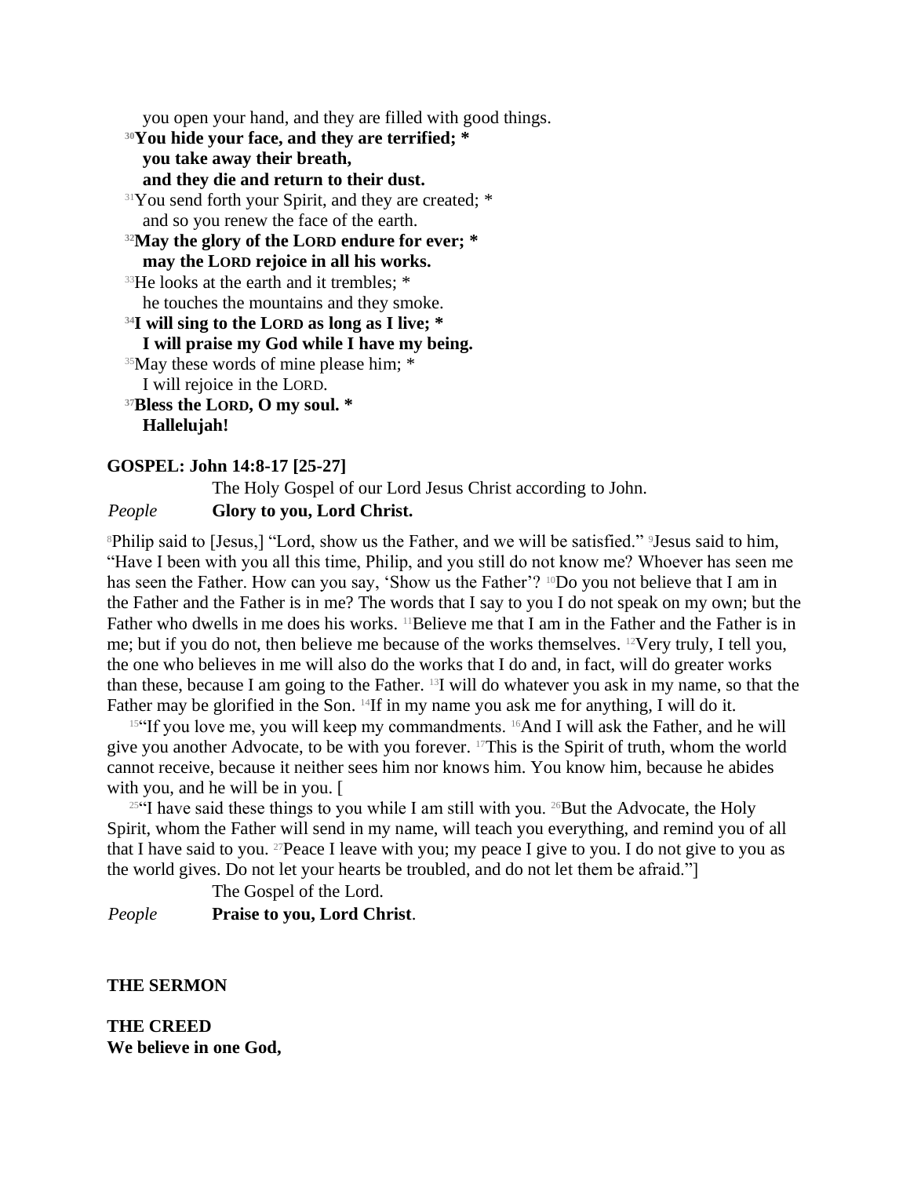you open your hand, and they are filled with good things.

[30]**You hide your face, and they are terrified; *
you take away their breath,
and they die and return to their dust.**

[31]You send forth your Spirit, and they are created; *
and so you renew the face of the earth.

[32]**May the glory of the LORD endure for ever; *
may the LORD rejoice in all his works.**

[33]He looks at the earth and it trembles; *
he touches the mountains and they smoke.

[34]**I will sing to the LORD as long as I live; *
I will praise my God while I have my being.**

[35]May these words of mine please him; *
I will rejoice in the LORD.

[37]**Bless the LORD, O my soul. *
Hallelujah!**

**GOSPEL: John 14:8-17 [25-27]**

The Holy Gospel of our Lord Jesus Christ according to John.

*People* **Glory to you, Lord Christ.**

[8]Philip said to [Jesus,] "Lord, show us the Father, and we will be satisfied." [9]Jesus said to him, "Have I been with you all this time, Philip, and you still do not know me? Whoever has seen me has seen the Father. How can you say, 'Show us the Father'? [10]Do you not believe that I am in the Father and the Father is in me? The words that I say to you I do not speak on my own; but the Father who dwells in me does his works. [11]Believe me that I am in the Father and the Father is in me; but if you do not, then believe me because of the works themselves. [12]Very truly, I tell you, the one who believes in me will also do the works that I do and, in fact, will do greater works than these, because I am going to the Father. [13]I will do whatever you ask in my name, so that the Father may be glorified in the Son. [14]If in my name you ask me for anything, I will do it.

[15]"If you love me, you will keep my commandments. [16]And I will ask the Father, and he will give you another Advocate, to be with you forever. [17]This is the Spirit of truth, whom the world cannot receive, because it neither sees him nor knows him. You know him, because he abides with you, and he will be in you. [

[25]"I have said these things to you while I am still with you. [26]But the Advocate, the Holy Spirit, whom the Father will send in my name, will teach you everything, and remind you of all that I have said to you. [27]Peace I leave with you; my peace I give to you. I do not give to you as the world gives. Do not let your hearts be troubled, and do not let them be afraid."]

The Gospel of the Lord.

*People* **Praise to you, Lord Christ**.

**THE SERMON**

**THE CREED**

**We believe in one God,**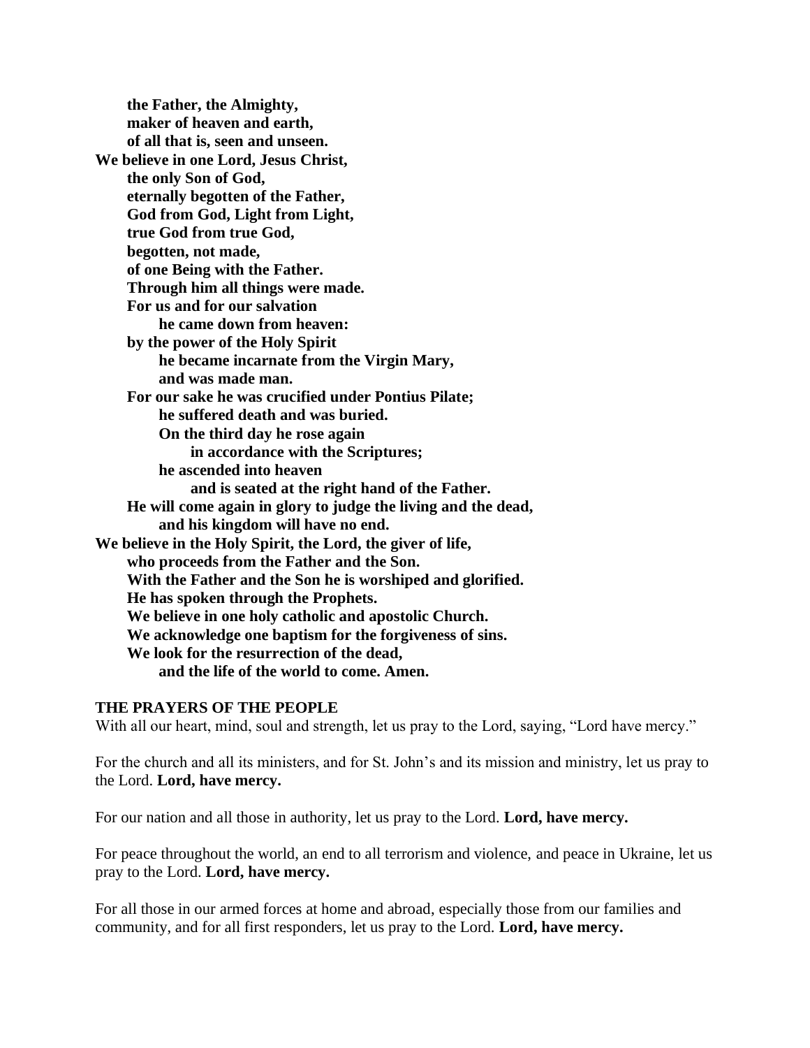**the Father, the Almighty,**
**maker of heaven and earth,**
**of all that is, seen and unseen.**
**We believe in one Lord, Jesus Christ,**
**the only Son of God,**
**eternally begotten of the Father,**
**God from God, Light from Light,**
**true God from true God,**
**begotten, not made,**
**of one Being with the Father.**
**Through him all things were made.**
**For us and for our salvation**
**he came down from heaven:**
**by the power of the Holy Spirit**
**he became incarnate from the Virgin Mary,**
**and was made man.**
**For our sake he was crucified under Pontius Pilate;**
**he suffered death and was buried.**
**On the third day he rose again**
**in accordance with the Scriptures;**
**he ascended into heaven**
**and is seated at the right hand of the Father.**
**He will come again in glory to judge the living and the dead,**
**and his kingdom will have no end.**
**We believe in the Holy Spirit, the Lord, the giver of life,**
**who proceeds from the Father and the Son.**
**With the Father and the Son he is worshiped and glorified.**
**He has spoken through the Prophets.**
**We believe in one holy catholic and apostolic Church.**
**We acknowledge one baptism for the forgiveness of sins.**
**We look for the resurrection of the dead,**
**and the life of the world to come. Amen.**

**THE PRAYERS OF THE PEOPLE**

With all our heart, mind, soul and strength, let us pray to the Lord, saying, "Lord have mercy."

For the church and all its ministers, and for St. John's and its mission and ministry, let us pray to the Lord. **Lord, have mercy.**

For our nation and all those in authority, let us pray to the Lord. **Lord, have mercy.**

For peace throughout the world, an end to all terrorism and violence, and peace in Ukraine, let us pray to the Lord. **Lord, have mercy.**

For all those in our armed forces at home and abroad, especially those from our families and community, and for all first responders, let us pray to the Lord. **Lord, have mercy.**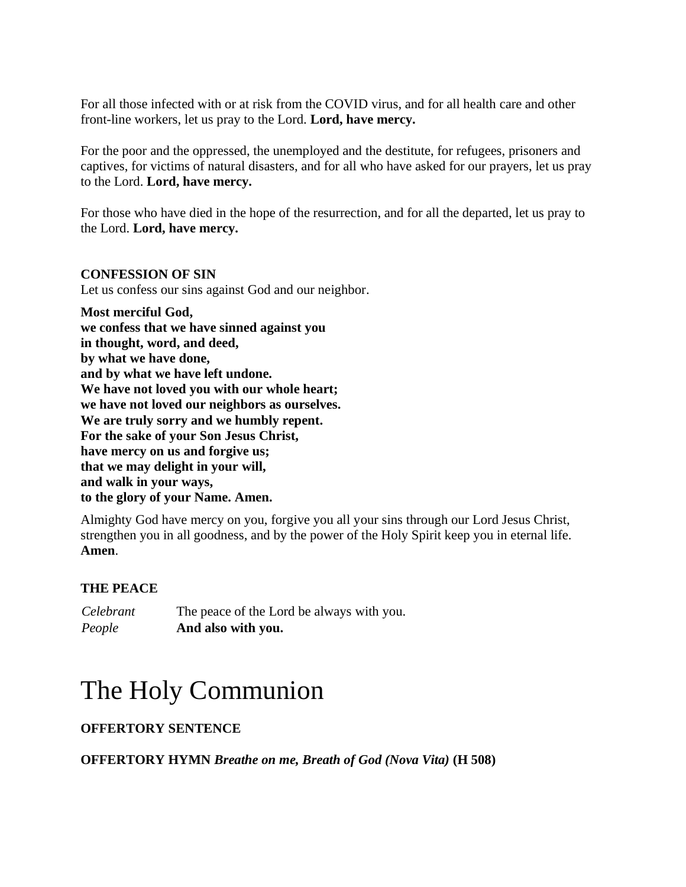For all those infected with or at risk from the COVID virus, and for all health care and other front-line workers, let us pray to the Lord. **Lord, have mercy.**

For the poor and the oppressed, the unemployed and the destitute, for refugees, prisoners and captives, for victims of natural disasters, and for all who have asked for our prayers, let us pray to the Lord. **Lord, have mercy.**

For those who have died in the hope of the resurrection, and for all the departed, let us pray to the Lord. **Lord, have mercy.**

**CONFESSION OF SIN**

Let us confess our sins against God and our neighbor.

**Most merciful God,**
**we confess that we have sinned against you**
**in thought, word, and deed,**
**by what we have done,**
**and by what we have left undone.**
**We have not loved you with our whole heart;**
**we have not loved our neighbors as ourselves.**
**We are truly sorry and we humbly repent.**
**For the sake of your Son Jesus Christ,**
**have mercy on us and forgive us;**
**that we may delight in your will,**
**and walk in your ways,**
**to the glory of your Name. Amen.**

Almighty God have mercy on you, forgive you all your sins through our Lord Jesus Christ, strengthen you in all goodness, and by the power of the Holy Spirit keep you in eternal life. **Amen**.

**THE PEACE**

*Celebrant* The peace of the Lord be always with you.
*People* **And also with you.**

# The Holy Communion

**OFFERTORY SENTENCE**

**OFFERTORY HYMN** ***Breathe on me, Breath of God (Nova Vita)*** **(H 508)**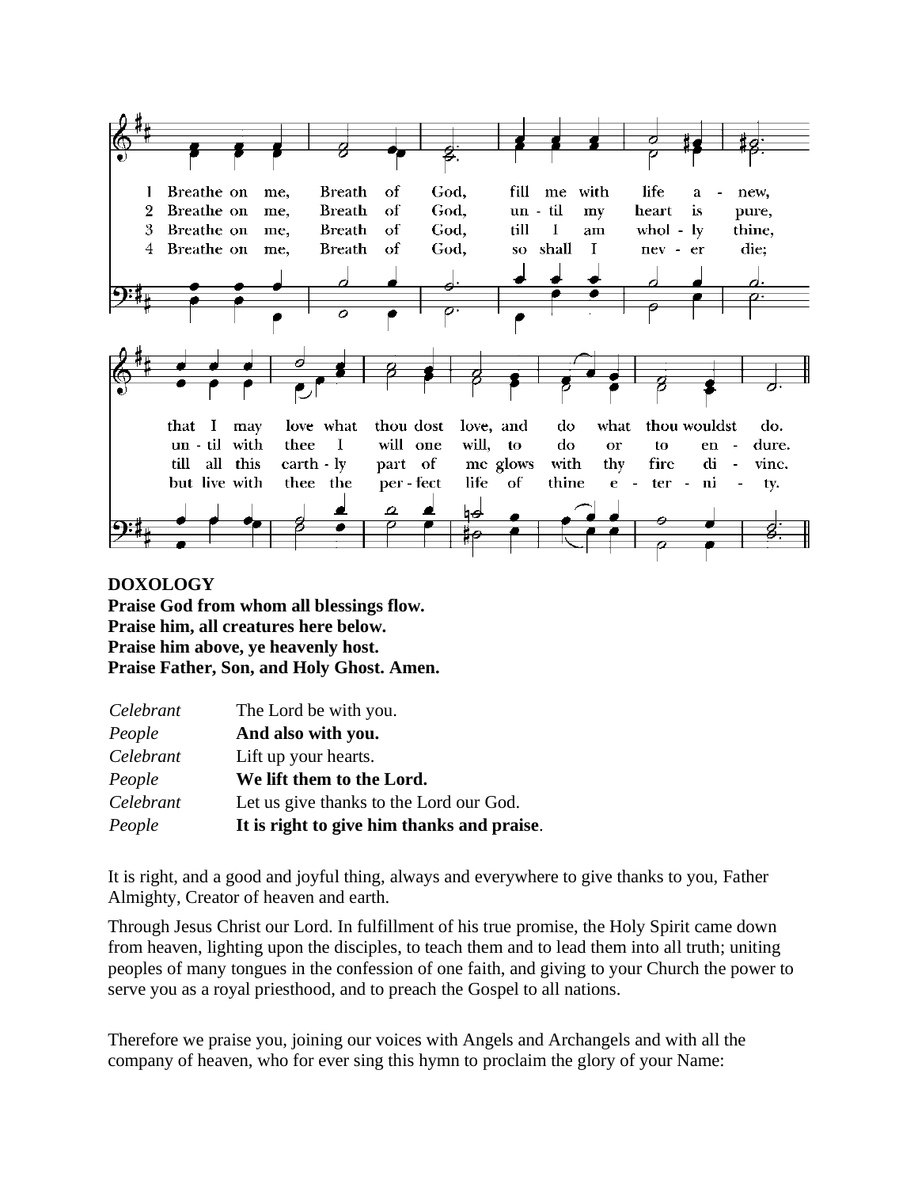1 Breathe on me, Breath of God, fill me with life a - new,
that I may love what thou dost love, and do what thou wouldst do.

2 Breathe on me, Breath of God, un - til my heart is pure,
un - til with thee I will one will, to do or to en - dure.

3 Breathe on me, Breath of God, till I am whol - ly thine,
till all this earth - ly part of me glows with thy fire di - vine.

4 Breathe on me, Breath of God, so shall I nev - er die;
but live with thee the per - fect life of thine e - ter - ni - ty.

**DOXOLOGY**
**Praise God from whom all blessings flow.**
**Praise him, all creatures here below.**
**Praise him above, ye heavenly host.**
**Praise Father, Son, and Holy Ghost. Amen.**

*Celebrant* The Lord be with you.
*People* **And also with you.**
*Celebrant* Lift up your hearts.
*People* **We lift them to the Lord.**
*Celebrant* Let us give thanks to the Lord our God.
*People* **It is right to give him thanks and praise**.

It is right, and a good and joyful thing, always and everywhere to give thanks to you, Father Almighty, Creator of heaven and earth.

Through Jesus Christ our Lord. In fulfillment of his true promise, the Holy Spirit came down from heaven, lighting upon the disciples, to teach them and to lead them into all truth; uniting peoples of many tongues in the confession of one faith, and giving to your Church the power to serve you as a royal priesthood, and to preach the Gospel to all nations.

Therefore we praise you, joining our voices with Angels and Archangels and with all the company of heaven, who for ever sing this hymn to proclaim the glory of your Name: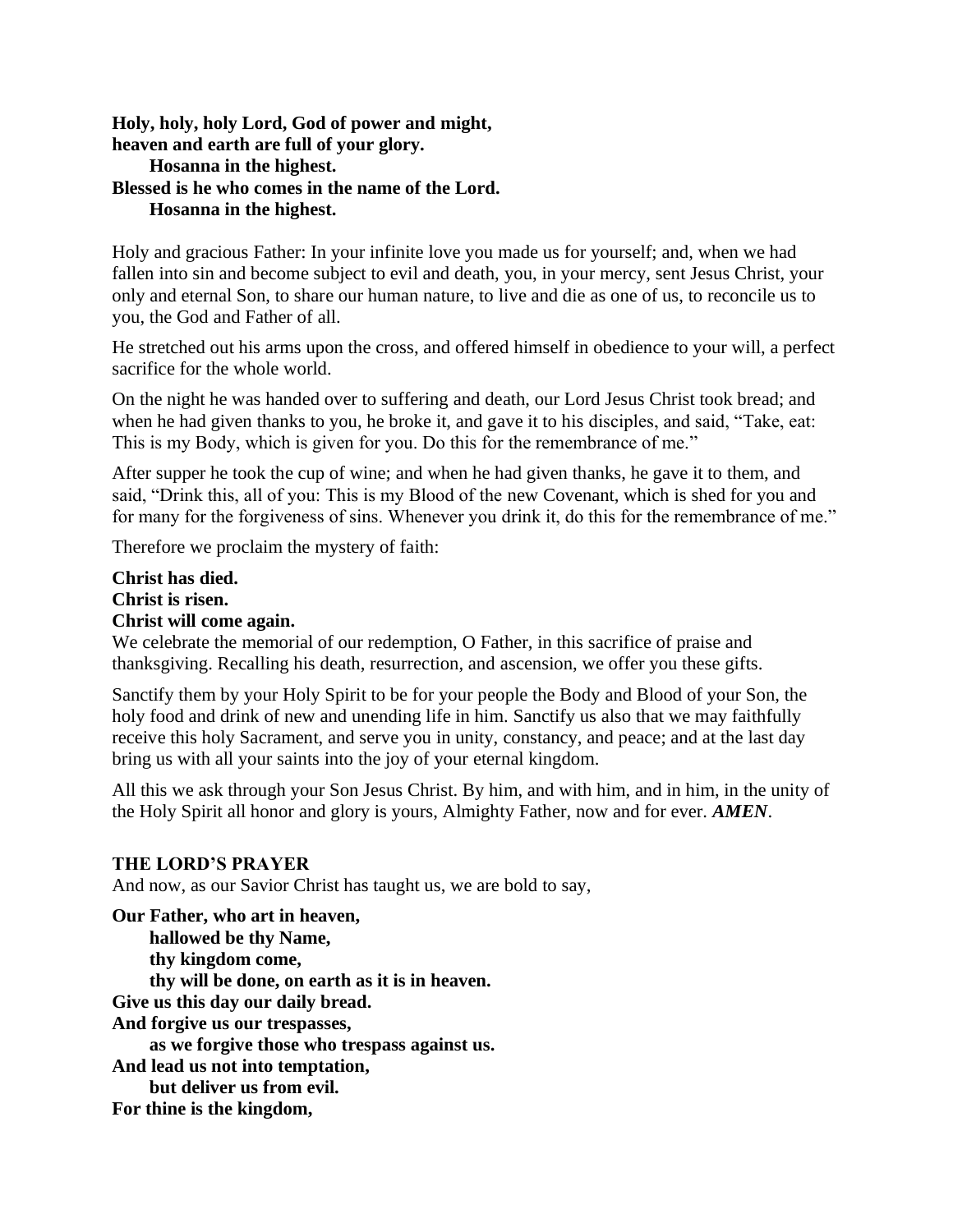**Holy, holy, holy Lord, God of power and might,**
**heaven and earth are full of your glory.**
**Hosanna in the highest.**
**Blessed is he who comes in the name of the Lord.**
**Hosanna in the highest.**

Holy and gracious Father: In your infinite love you made us for yourself; and, when we had fallen into sin and become subject to evil and death, you, in your mercy, sent Jesus Christ, your only and eternal Son, to share our human nature, to live and die as one of us, to reconcile us to you, the God and Father of all.

He stretched out his arms upon the cross, and offered himself in obedience to your will, a perfect sacrifice for the whole world.

On the night he was handed over to suffering and death, our Lord Jesus Christ took bread; and when he had given thanks to you, he broke it, and gave it to his disciples, and said, "Take, eat: This is my Body, which is given for you. Do this for the remembrance of me."

After supper he took the cup of wine; and when he had given thanks, he gave it to them, and said, "Drink this, all of you: This is my Blood of the new Covenant, which is shed for you and for many for the forgiveness of sins. Whenever you drink it, do this for the remembrance of me."

Therefore we proclaim the mystery of faith:

**Christ has died.**
**Christ is risen.**
**Christ will come again.**

We celebrate the memorial of our redemption, O Father, in this sacrifice of praise and thanksgiving. Recalling his death, resurrection, and ascension, we offer you these gifts.

Sanctify them by your Holy Spirit to be for your people the Body and Blood of your Son, the holy food and drink of new and unending life in him. Sanctify us also that we may faithfully receive this holy Sacrament, and serve you in unity, constancy, and peace; and at the last day bring us with all your saints into the joy of your eternal kingdom.

All this we ask through your Son Jesus Christ. By him, and with him, and in him, in the unity of the Holy Spirit all honor and glory is yours, Almighty Father, now and for ever. ***AMEN***.

**THE LORD'S PRAYER**

And now, as our Savior Christ has taught us, we are bold to say,

**Our Father, who art in heaven,**
**hallowed be thy Name,**
**thy kingdom come,**
**thy will be done, on earth as it is in heaven.**
**Give us this day our daily bread.**
**And forgive us our trespasses,**
**as we forgive those who trespass against us.**
**And lead us not into temptation,**
**but deliver us from evil.**
**For thine is the kingdom,**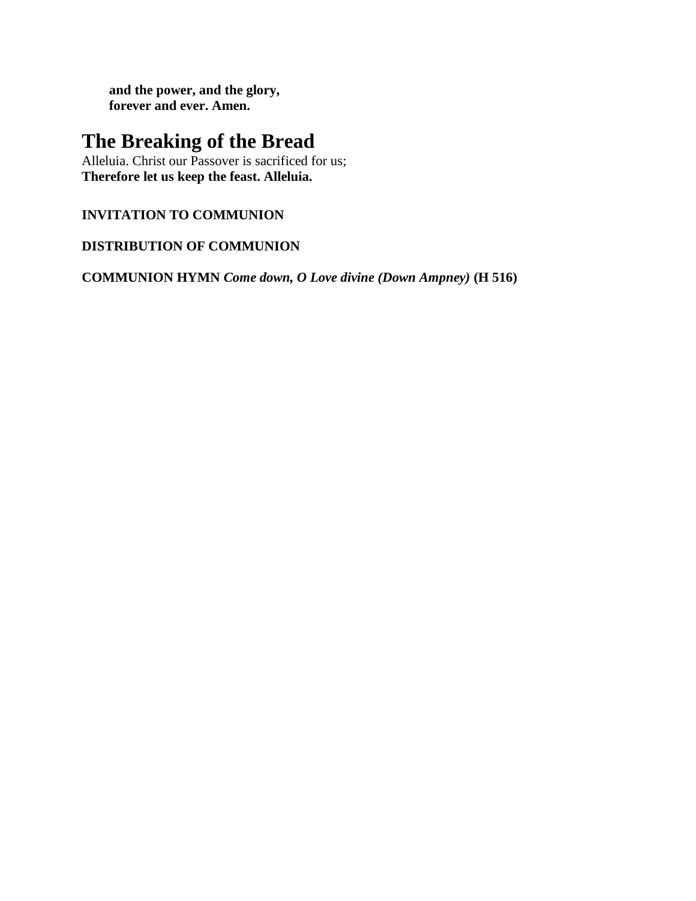**and the power, and the glory,**
**forever and ever. Amen.**

# The Breaking of the Bread

Alleluia. Christ our Passover is sacrificed for us;
**Therefore let us keep the feast. Alleluia.**

**INVITATION TO COMMUNION**

**DISTRIBUTION OF COMMUNION**

**COMMUNION HYMN** ***Come down, O Love divine (Down Ampney)*** **(H 516)**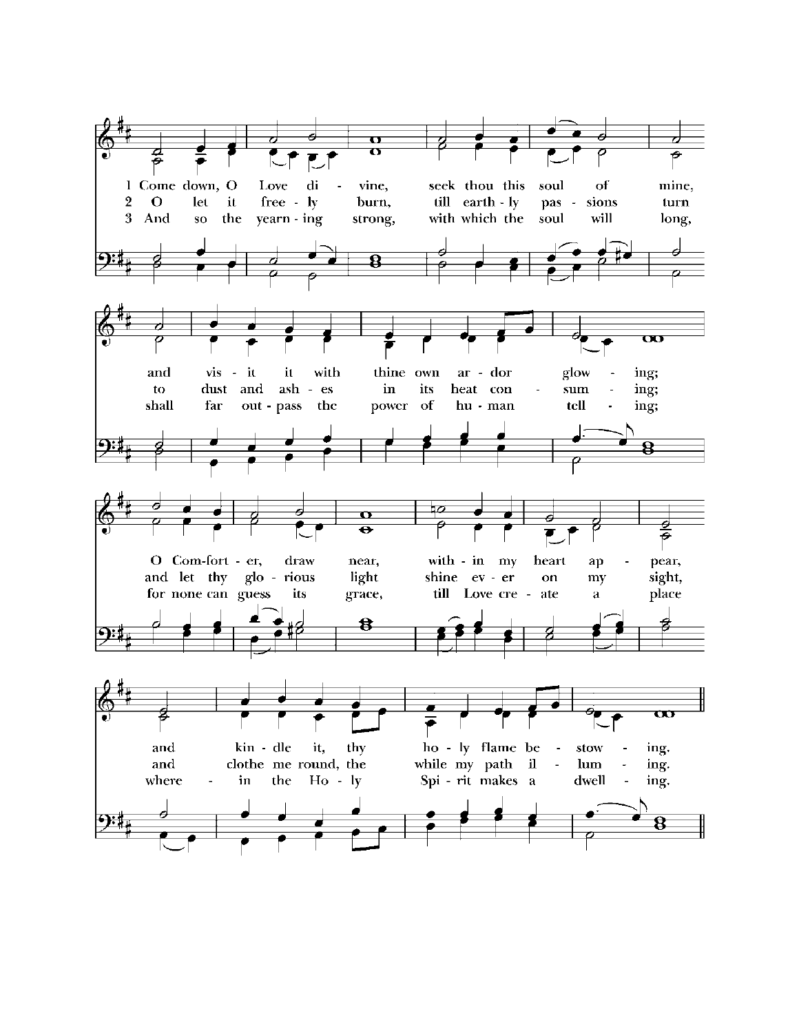1 Come down, O Love divine,
seek thou this soul of mine,
and visit it with thine own ardor glowing;
O Comforter, draw near,
within my heart appear,
and kindle it, thy holy flame bestowing.

2 O let it freely burn,
till earthly passions turn
to dust and ashes in its heat consuming;
and let thy glorious light
shine ever on my sight,
and clothe me round, the while my path illuming.

3 And so the yearning strong,
with which the soul will long,
shall far outpass the power of human telling;
for none can guess its grace,
till Love create a place
wherein the Holy Spirit makes a dwelling.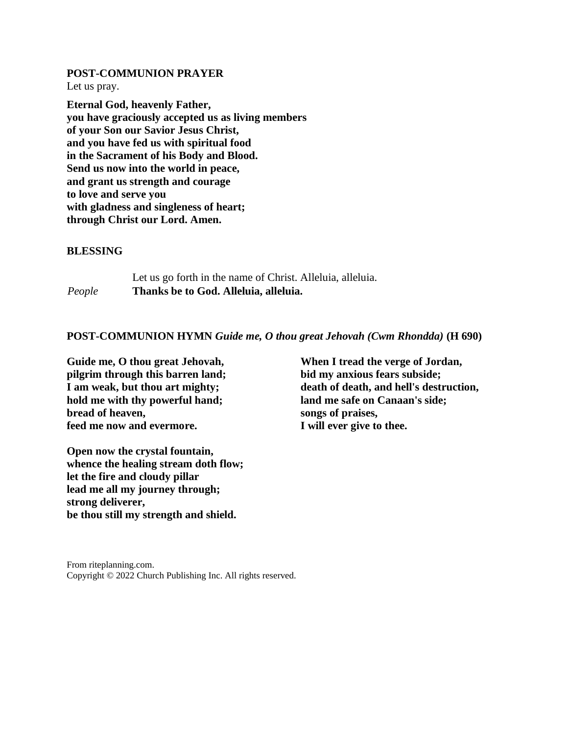**POST-COMMUNION PRAYER**

Let us pray.

**Eternal God, heavenly Father,**
**you have graciously accepted us as living members**
**of your Son our Savior Jesus Christ,**
**and you have fed us with spiritual food**
**in the Sacrament of his Body and Blood.**
**Send us now into the world in peace,**
**and grant us strength and courage**
**to love and serve you**
**with gladness and singleness of heart;**
**through Christ our Lord. Amen.**

**BLESSING**

Let us go forth in the name of Christ. Alleluia, alleluia.

*People* **Thanks be to God. Alleluia, alleluia.**

**POST-COMMUNION HYMN** ***Guide me, O thou great Jehovah (Cwm Rhondda)*** **(H 690)**

**Guide me, O thou great Jehovah,**
**pilgrim through this barren land;**
**I am weak, but thou art mighty;**
**hold me with thy powerful hand;**
**bread of heaven,**
**feed me now and evermore.**

**Open now the crystal fountain,**
**whence the healing stream doth flow;**
**let the fire and cloudy pillar**
**lead me all my journey through;**
**strong deliverer,**
**be thou still my strength and shield.**

**When I tread the verge of Jordan,**
**bid my anxious fears subside;**
**death of death, and hell's destruction,**
**land me safe on Canaan's side;**
**songs of praises,**
**I will ever give to thee.**

From riteplanning.com.
Copyright © 2022 Church Publishing Inc. All rights reserved.